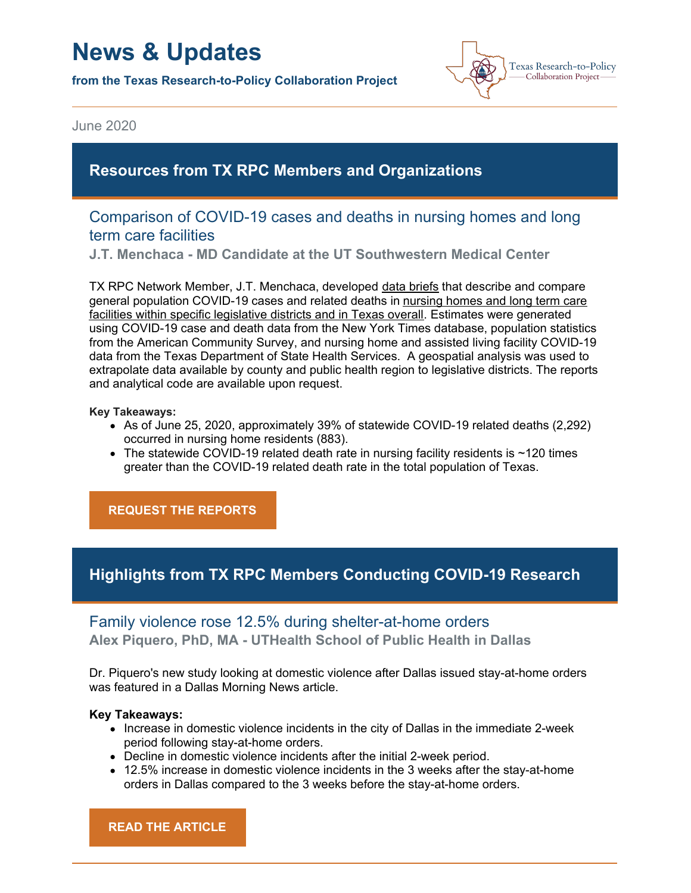# News & Updates

**from the Texas Research-to-Policy Collaboration Project**

Texas Research-to-Policy Collaboration Project

June 2020

## Resources from TX RPC Members and Organizations

### Comparison of COVID-19 cases and deaths in nursing homes and long term care facilities

**J.T. Menchaca - MD Candidate at the UT Southwestern Medical Center**

TX RPC Network Member, J.T. Menchaca, developed data briefs that describe and compare general population COVID-19 cases and related deaths in nursing homes and long term care facilities within specific legislative districts and in Texas overall. Estimates were generated using COVID-19 case and death data from the New York Times database, population statistics from the American Community Survey, and nursing home and assisted living facility COVID-19 data from the Texas Department of State Health Services. A geospatial analysis was used to extrapolate data available by county and public health region to legislative districts. The reports and analytical code are available upon request.

**Key Takeaways:**

- As of June 25, 2020, approximately 39% of statewide COVID-19 related deaths (2,292) occurred in nursing home residents (883).
- The statewide COVID-19 related death rate in nursing facility residents is ~120 times greater than the COVID-19 related death rate in the total population of Texas.

**REQUEST THE REPORTS**

## Highlights from TX RPC Members Conducting COVID-19 Research

### Family violence rose 12.5% during shelter-at-home orders

**Alex Piquero, PhD, MA - UTHealth School of Public Health in Dallas**

Dr. Piquero's new study looking at domestic violence after Dallas issued stay-at-home orders was featured in a Dallas Morning News article.

**Key Takeaways:**

- Increase in domestic violence incidents in the city of Dallas in the immediate 2-week period following stay-at-home orders.
- Decline in domestic violence incidents after the initial 2-week period.
- 12.5% increase in domestic violence incidents in the 3 weeks after the stay-at-home orders in Dallas compared to the 3 weeks before the stay-at-home orders.

**READ THE ARTICLE**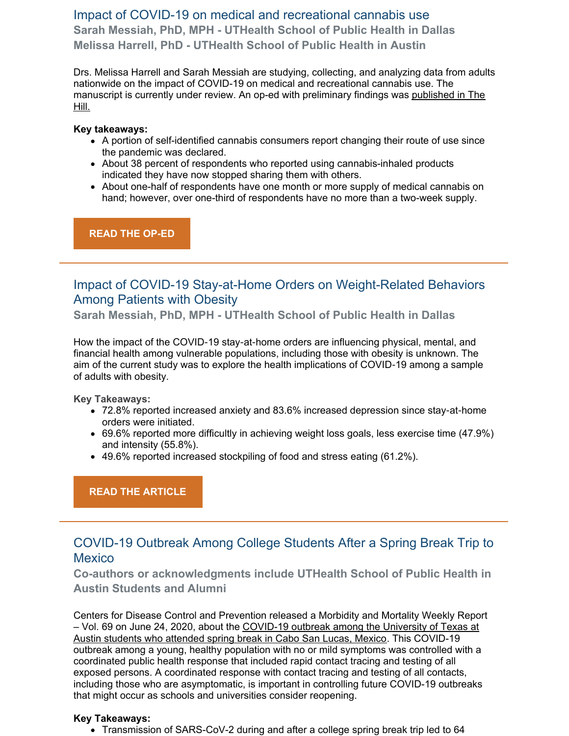## Impact of COVID-19 on medical and recreational cannabis use

**Sarah Messiah, PhD, MPH - UTHealth School of Public Health in Dallas**
**Melissa Harrell, PhD - UTHealth School of Public Health in Austin**

Drs. Melissa Harrell and Sarah Messiah are studying, collecting, and analyzing data from adults nationwide on the impact of COVID-19 on medical and recreational cannabis use. The manuscript is currently under review. An op-ed with preliminary findings was published in The Hill.

**Key takeaways:**

- A portion of self-identified cannabis consumers report changing their route of use since the pandemic was declared.
- About 38 percent of respondents who reported using cannabis-inhaled products indicated they have now stopped sharing them with others.
- About one-half of respondents have one month or more supply of medical cannabis on hand; however, over one-third of respondents have no more than a two-week supply.

**READ THE OP-ED**

---

## Impact of COVID-19 Stay-at-Home Orders on Weight-Related Behaviors Among Patients with Obesity

**Sarah Messiah, PhD, MPH - UTHealth School of Public Health in Dallas**

How the impact of the COVID-19 stay-at-home orders are influencing physical, mental, and financial health among vulnerable populations, including those with obesity is unknown. The aim of the current study was to explore the health implications of COVID-19 among a sample of adults with obesity.

**Key Takeaways:**

- 72.8% reported increased anxiety and 83.6% increased depression since stay-at-home orders were initiated.
- 69.6% reported more difficultly in achieving weight loss goals, less exercise time (47.9%) and intensity (55.8%).
- 49.6% reported increased stockpiling of food and stress eating (61.2%).

**READ THE ARTICLE**

---

## COVID-19 Outbreak Among College Students After a Spring Break Trip to Mexico

**Co-authors or acknowledgments include UTHealth School of Public Health in Austin Students and Alumni**

Centers for Disease Control and Prevention released a Morbidity and Mortality Weekly Report – Vol. 69 on June 24, 2020, about the COVID-19 outbreak among the University of Texas at Austin students who attended spring break in Cabo San Lucas, Mexico. This COVID-19 outbreak among a young, healthy population with no or mild symptoms was controlled with a coordinated public health response that included rapid contact tracing and testing of all exposed persons. A coordinated response with contact tracing and testing of all contacts, including those who are asymptomatic, is important in controlling future COVID-19 outbreaks that might occur as schools and universities consider reopening.

**Key Takeaways:**

- Transmission of SARS-CoV-2 during and after a college spring break trip led to 64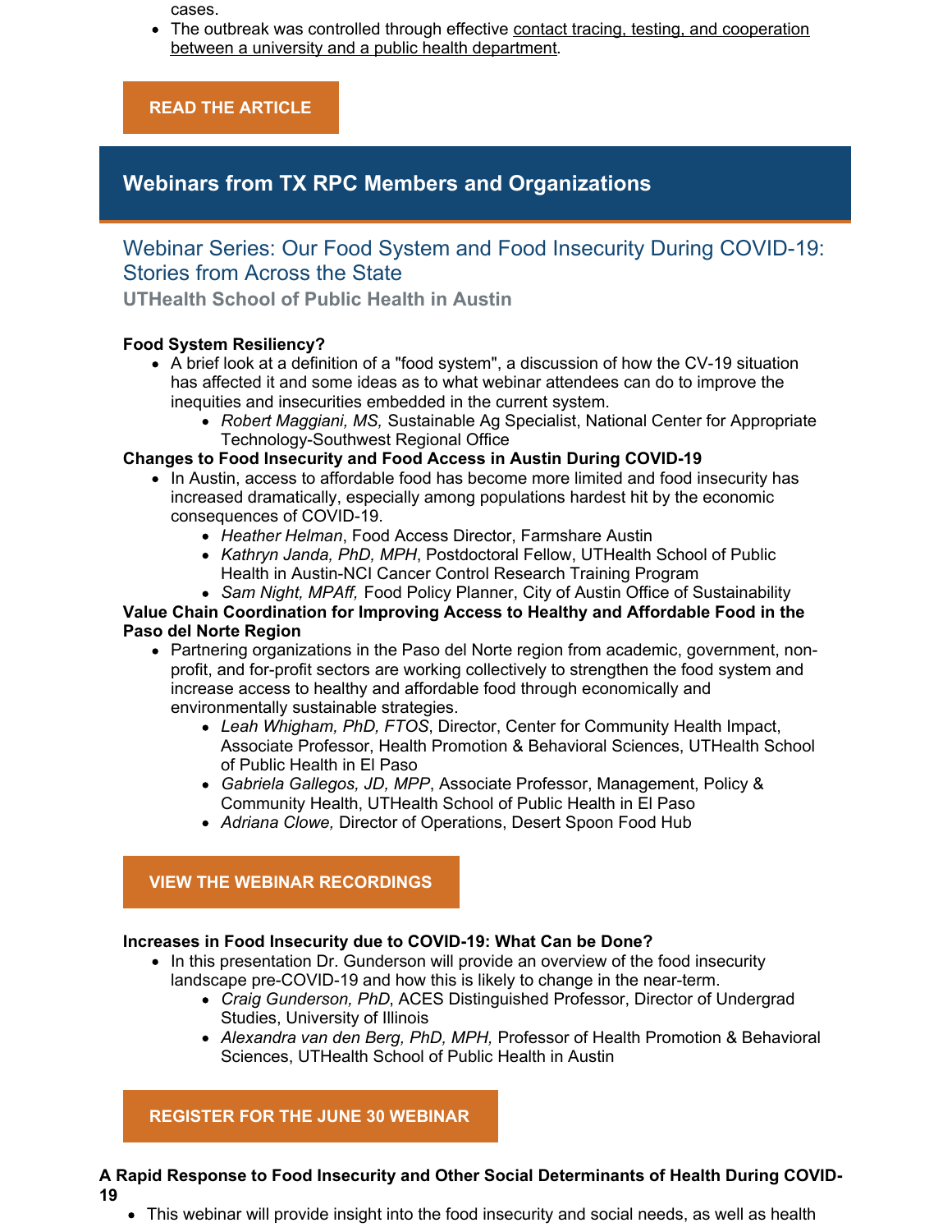cases.
- The outbreak was controlled through effective contact tracing, testing, and cooperation between a university and a public health department.

**READ THE ARTICLE**

## Webinars from TX RPC Members and Organizations

### Webinar Series: Our Food System and Food Insecurity During COVID-19: Stories from Across the State

**UTHealth School of Public Health in Austin**

**Food System Resiliency?**

- A brief look at a definition of a "food system", a discussion of how the CV-19 situation has affected it and some ideas as to what webinar attendees can do to improve the inequities and insecurities embedded in the current system.
  - *Robert Maggiani, MS,* Sustainable Ag Specialist, National Center for Appropriate Technology-Southwest Regional Office

**Changes to Food Insecurity and Food Access in Austin During COVID-19**

- In Austin, access to affordable food has become more limited and food insecurity has increased dramatically, especially among populations hardest hit by the economic consequences of COVID-19.
  - *Heather Helman*, Food Access Director, Farmshare Austin
  - *Kathryn Janda, PhD, MPH*, Postdoctoral Fellow, UTHealth School of Public Health in Austin-NCI Cancer Control Research Training Program
  - *Sam Night, MPAff,* Food Policy Planner, City of Austin Office of Sustainability

**Value Chain Coordination for Improving Access to Healthy and Affordable Food in the Paso del Norte Region**

- Partnering organizations in the Paso del Norte region from academic, government, non-profit, and for-profit sectors are working collectively to strengthen the food system and increase access to healthy and affordable food through economically and environmentally sustainable strategies.
  - *Leah Whigham, PhD, FTOS*, Director, Center for Community Health Impact, Associate Professor, Health Promotion & Behavioral Sciences, UTHealth School of Public Health in El Paso
  - *Gabriela Gallegos, JD, MPP*, Associate Professor, Management, Policy & Community Health, UTHealth School of Public Health in El Paso
  - *Adriana Clowe,* Director of Operations, Desert Spoon Food Hub

**VIEW THE WEBINAR RECORDINGS**

**Increases in Food Insecurity due to COVID-19: What Can be Done?**

- In this presentation Dr. Gunderson will provide an overview of the food insecurity landscape pre-COVID-19 and how this is likely to change in the near-term.
  - *Craig Gunderson, PhD*, ACES Distinguished Professor, Director of Undergrad Studies, University of Illinois
  - *Alexandra van den Berg, PhD, MPH,* Professor of Health Promotion & Behavioral Sciences, UTHealth School of Public Health in Austin

**REGISTER FOR THE JUNE 30 WEBINAR**

**A Rapid Response to Food Insecurity and Other Social Determinants of Health During COVID-19**

- This webinar will provide insight into the food insecurity and social needs, as well as health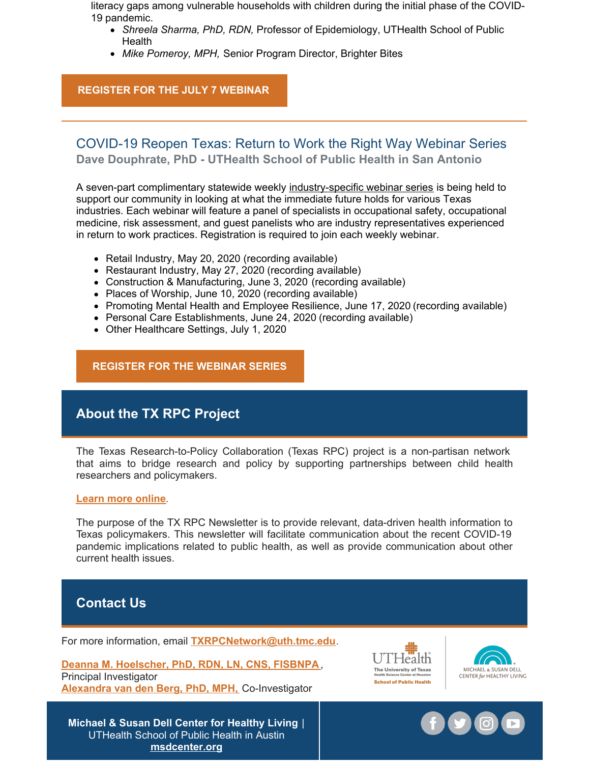literacy gaps among vulnerable households with children during the initial phase of the COVID-19 pandemic.

- *Shreela Sharma, PhD, RDN,* Professor of Epidemiology, UTHealth School of Public Health
- *Mike Pomeroy, MPH,* Senior Program Director, Brighter Bites

**REGISTER FOR THE JULY 7 WEBINAR**

---

### COVID-19 Reopen Texas: Return to Work the Right Way Webinar Series

**Dave Douphrate, PhD - UTHealth School of Public Health in San Antonio**

A seven-part complimentary statewide weekly industry-specific webinar series is being held to support our community in looking at what the immediate future holds for various Texas industries. Each webinar will feature a panel of specialists in occupational safety, occupational medicine, risk assessment, and guest panelists who are industry representatives experienced in return to work practices. Registration is required to join each weekly webinar.

- Retail Industry, May 20, 2020 (recording available)
- Restaurant Industry, May 27, 2020 (recording available)
- Construction & Manufacturing, June 3, 2020 (recording available)
- Places of Worship, June 10, 2020 (recording available)
- Promoting Mental Health and Employee Resilience, June 17, 2020 (recording available)
- Personal Care Establishments, June 24, 2020 (recording available)
- Other Healthcare Settings, July 1, 2020

**REGISTER FOR THE WEBINAR SERIES**

## About the TX RPC Project

The Texas Research-to-Policy Collaboration (Texas RPC) project is a non-partisan network that aims to bridge research and policy by supporting partnerships between child health researchers and policymakers.

**Learn more online**.

The purpose of the TX RPC Newsletter is to provide relevant, data-driven health information to Texas policymakers. This newsletter will facilitate communication about the recent COVID-19 pandemic implications related to public health, as well as provide communication about other current health issues.

## Contact Us

For more information, email **TXRPCNetwork@uth.tmc.edu**.

**Deanna M. Hoelscher, PhD, RDN, LN, CNS, FISBNPA**, Principal Investigator
**Alexandra van den Berg, PhD, MPH,** Co-Investigator

UTHealth The University of Texas Health Science Center at Houston School of Public Health

MICHAEL & SUSAN DELL CENTER for HEALTHY LIVING

**Michael & Susan Dell Center for Healthy Living** | UTHealth School of Public Health in Austin
**msdcenter.org**